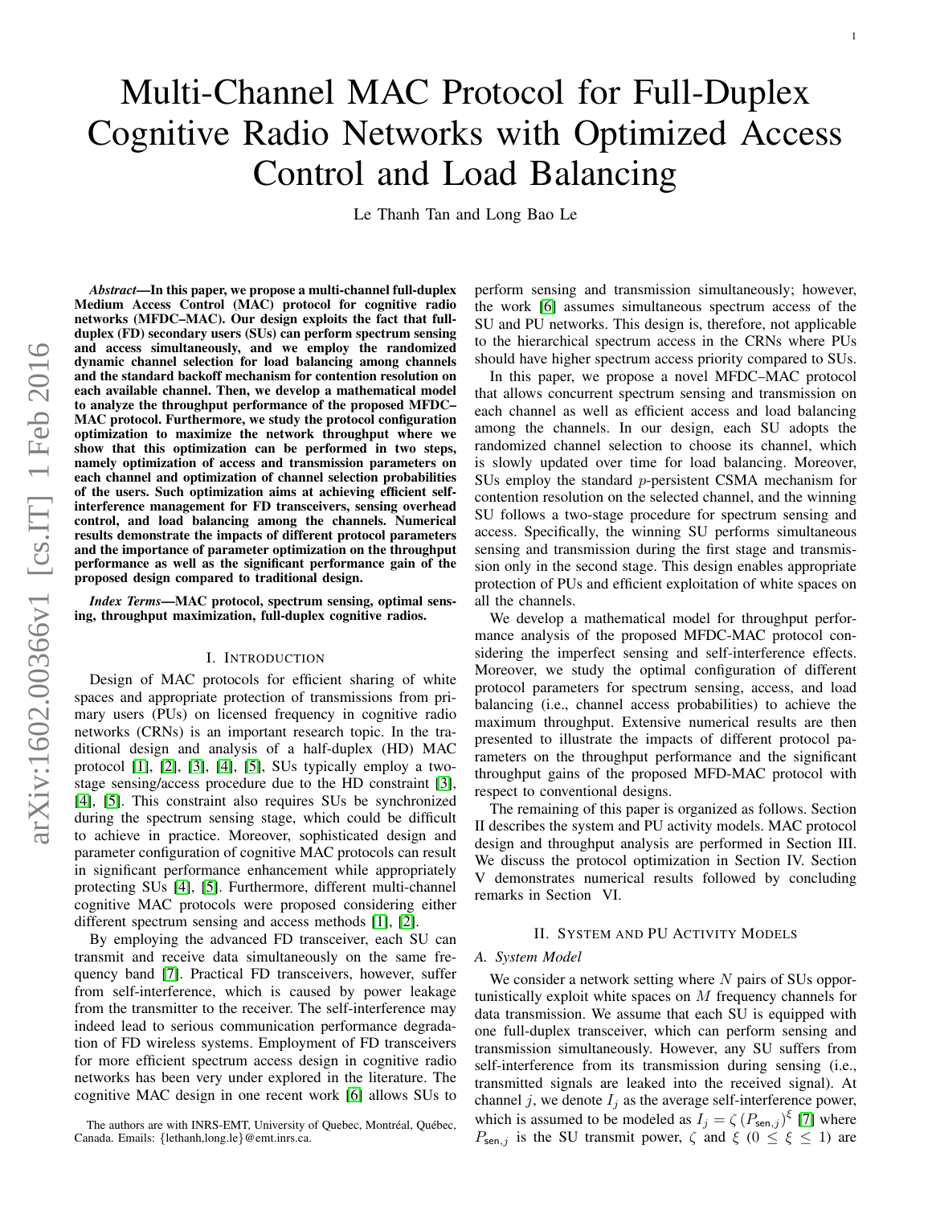# Multi-Channel MAC Protocol for Full-Duplex Cognitive Radio Networks with Optimized Access Control and Load Balancing

Le Thanh Tan and Long Bao Le

***Abstract*—In this paper, we propose a multi-channel full-duplex Medium Access Control (MAC) protocol for cognitive radio networks (MFDC–MAC). Our design exploits the fact that full-duplex (FD) secondary users (SUs) can perform spectrum sensing and access simultaneously, and we employ the randomized dynamic channel selection for load balancing among channels and the standard backoff mechanism for contention resolution on each available channel. Then, we develop a mathematical model to analyze the throughput performance of the proposed MFDC–MAC protocol. Furthermore, we study the protocol configuration optimization to maximize the network throughput where we show that this optimization can be performed in two steps, namely optimization of access and transmission parameters on each channel and optimization of channel selection probabilities of the users. Such optimization aims at achieving efficient self-interference management for FD transceivers, sensing overhead control, and load balancing among the channels. Numerical results demonstrate the impacts of different protocol parameters and the importance of parameter optimization on the throughput performance as well as the significant performance gain of the proposed design compared to traditional design.**

***Index Terms*—MAC protocol, spectrum sensing, optimal sensing, throughput maximization, full-duplex cognitive radios.**

## I. Introduction

Design of MAC protocols for efficient sharing of white spaces and appropriate protection of transmissions from primary users (PUs) on licensed frequency in cognitive radio networks (CRNs) is an important research topic. In the traditional design and analysis of a half-duplex (HD) MAC protocol [1], [2], [3], [4], [5], SUs typically employ a two-stage sensing/access procedure due to the HD constraint [3], [4], [5]. This constraint also requires SUs be synchronized during the spectrum sensing stage, which could be difficult to achieve in practice. Moreover, sophisticated design and parameter configuration of cognitive MAC protocols can result in significant performance enhancement while appropriately protecting SUs [4], [5]. Furthermore, different multi-channel cognitive MAC protocols were proposed considering either different spectrum sensing and access methods [1], [2].

By employing the advanced FD transceiver, each SU can transmit and receive data simultaneously on the same frequency band [7]. Practical FD transceivers, however, suffer from self-interference, which is caused by power leakage from the transmitter to the receiver. The self-interference may indeed lead to serious communication performance degradation of FD wireless systems. Employment of FD transceivers for more efficient spectrum access design in cognitive radio networks has been very under explored in the literature. The cognitive MAC design in one recent work [6] allows SUs to perform sensing and transmission simultaneously; however, the work [6] assumes simultaneous spectrum access of the SU and PU networks. This design is, therefore, not applicable to the hierarchical spectrum access in the CRNs where PUs should have higher spectrum access priority compared to SUs.

In this paper, we propose a novel MFDC–MAC protocol that allows concurrent spectrum sensing and transmission on each channel as well as efficient access and load balancing among the channels. In our design, each SU adopts the randomized channel selection to choose its channel, which is slowly updated over time for load balancing. Moreover, SUs employ the standard $p$-persistent CSMA mechanism for contention resolution on the selected channel, and the winning SU follows a two-stage procedure for spectrum sensing and access. Specifically, the winning SU performs simultaneous sensing and transmission during the first stage and transmission only in the second stage. This design enables appropriate protection of PUs and efficient exploitation of white spaces on all the channels.

We develop a mathematical model for throughput performance analysis of the proposed MFDC-MAC protocol considering the imperfect sensing and self-interference effects. Moreover, we study the optimal configuration of different protocol parameters for spectrum sensing, access, and load balancing (i.e., channel access probabilities) to achieve the maximum throughput. Extensive numerical results are then presented to illustrate the impacts of different protocol parameters on the throughput performance and the significant throughput gains of the proposed MFD-MAC protocol with respect to conventional designs.

The remaining of this paper is organized as follows. Section II describes the system and PU activity models. MAC protocol design and throughput analysis are performed in Section III. We discuss the protocol optimization in Section IV. Section V demonstrates numerical results followed by concluding remarks in Section VI.

## II. System and PU Activity Models

### A. System Model

We consider a network setting where $N$ pairs of SUs opportunistically exploit white spaces on $M$ frequency channels for data transmission. We assume that each SU is equipped with one full-duplex transceiver, which can perform sensing and transmission simultaneously. However, any SU suffers from self-interference from its transmission during sensing (i.e., transmitted signals are leaked into the received signal). At channel $j$, we denote $I_j$ as the average self-interference power, which is assumed to be modeled as $I_j = \zeta \left(P_{\mathsf{sen},j}\right)^{\xi}$ [7] where $P_{\mathsf{sen},j}$ is the SU transmit power, $\zeta$ and $\xi$ $(0 \leq \xi \leq 1)$ are

The authors are with INRS-EMT, University of Quebec, Montréal, Québec, Canada. Emails: {lethanh,long.le}@emt.inrs.ca.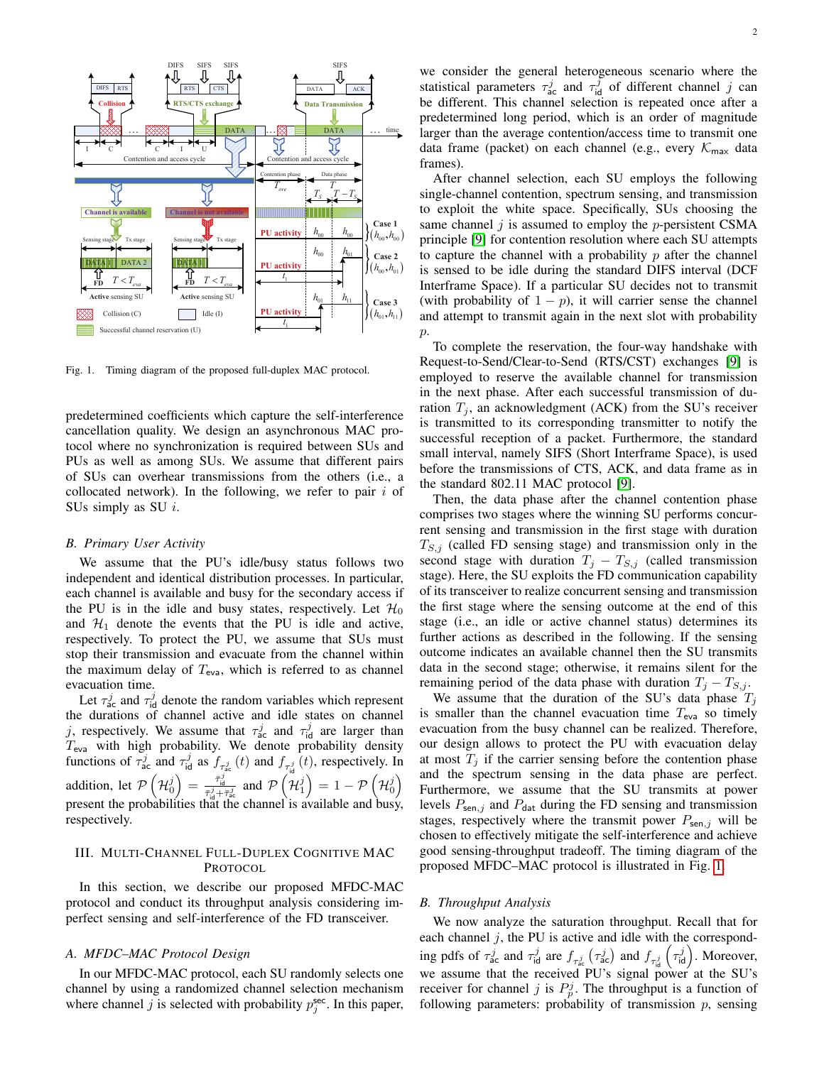Fig. 1. Timing diagram of the proposed full-duplex MAC protocol.

predetermined coefficients which capture the self-interference cancellation quality. We design an asynchronous MAC protocol where no synchronization is required between SUs and PUs as well as among SUs. We assume that different pairs of SUs can overhear transmissions from the others (i.e., a collocated network). In the following, we refer to pair $i$ of SUs simply as SU $i$.

### B. Primary User Activity

We assume that the PU's idle/busy status follows two independent and identical distribution processes. In particular, each channel is available and busy for the secondary access if the PU is in the idle and busy states, respectively. Let $\mathcal{H}_0$ and $\mathcal{H}_1$ denote the events that the PU is idle and active, respectively. To protect the PU, we assume that SUs must stop their transmission and evacuate from the channel within the maximum delay of $T_{\text{eva}}$, which is referred to as channel evacuation time.

Let $\tau_{\text{ac}}^j$ and $\tau_{\text{id}}^j$ denote the random variables which represent the durations of channel active and idle states on channel $j$, respectively. We assume that $\tau_{\text{ac}}^j$ and $\tau_{\text{id}}^j$ are larger than $T_{\text{eva}}$ with high probability. We denote probability density functions of $\tau_{\text{ac}}^j$ and $\tau_{\text{id}}^j$ as $f_{\tau_{\text{ac}}^j}(t)$ and $f_{\tau_{\text{id}}^j}(t)$, respectively. In addition, let $\mathcal{P}\left(\mathcal{H}_0^j\right) = \frac{\bar{\tau}_{\text{id}}^j}{\bar{\tau}_{\text{id}}^j + \bar{\tau}_{\text{ac}}^j}$ and $\mathcal{P}\left(\mathcal{H}_1^j\right) = 1 - \mathcal{P}\left(\mathcal{H}_0^j\right)$ present the probabilities that the channel is available and busy, respectively.

## III. Multi-Channel Full-Duplex Cognitive MAC Protocol

In this section, we describe our proposed MFDC-MAC protocol and conduct its throughput analysis considering imperfect sensing and self-interference of the FD transceiver.

### A. MFDC–MAC Protocol Design

In our MFDC-MAC protocol, each SU randomly selects one channel by using a randomized channel selection mechanism where channel $j$ is selected with probability $p_j^{\text{sec}}$. In this paper, we consider the general heterogeneous scenario where the statistical parameters $\tau_{\text{ac}}^j$ and $\tau_{\text{id}}^j$ of different channel $j$ can be different. This channel selection is repeated once after a predetermined long period, which is an order of magnitude larger than the average contention/access time to transmit one data frame (packet) on each channel (e.g., every $\mathcal{K}_{\max}$ data frames).

After channel selection, each SU employs the following single-channel contention, spectrum sensing, and transmission to exploit the white space. Specifically, SUs choosing the same channel $j$ is assumed to employ the $p$-persistent CSMA principle [9] for contention resolution where each SU attempts to capture the channel with a probability $p$ after the channel is sensed to be idle during the standard DIFS interval (DCF Interframe Space). If a particular SU decides not to transmit (with probability of $1-p$), it will carrier sense the channel and attempt to transmit again in the next slot with probability $p$.

To complete the reservation, the four-way handshake with Request-to-Send/Clear-to-Send (RTS/CST) exchanges [9] is employed to reserve the available channel for transmission in the next phase. After each successful transmission of duration $T_j$, an acknowledgment (ACK) from the SU's receiver is transmitted to its corresponding transmitter to notify the successful reception of a packet. Furthermore, the standard small interval, namely SIFS (Short Interframe Space), is used before the transmissions of CTS, ACK, and data frame as in the standard 802.11 MAC protocol [9].

Then, the data phase after the channel contention phase comprises two stages where the winning SU performs concurrent sensing and transmission in the first stage with duration $T_{S,j}$ (called FD sensing stage) and transmission only in the second stage with duration $T_j - T_{S,j}$ (called transmission stage). Here, the SU exploits the FD communication capability of its transceiver to realize concurrent sensing and transmission the first stage where the sensing outcome at the end of this stage (i.e., an idle or active channel status) determines its further actions as described in the following. If the sensing outcome indicates an available channel then the SU transmits data in the second stage; otherwise, it remains silent for the remaining period of the data phase with duration $T_j - T_{S,j}$.

We assume that the duration of the SU's data phase $T_j$ is smaller than the channel evacuation time $T_{\text{eva}}$ so timely evacuation from the busy channel can be realized. Therefore, our design allows to protect the PU with evacuation delay at most $T_j$ if the carrier sensing before the contention phase and the spectrum sensing in the data phase are perfect. Furthermore, we assume that the SU transmits at power levels $P_{\text{sen},j}$ and $P_{\text{dat}}$ during the FD sensing and transmission stages, respectively where the transmit power $P_{\text{sen},j}$ will be chosen to effectively mitigate the self-interference and achieve good sensing-throughput tradeoff. The timing diagram of the proposed MFDC–MAC protocol is illustrated in Fig. 1.

### B. Throughput Analysis

We now analyze the saturation throughput. Recall that for each channel $j$, the PU is active and idle with the corresponding pdfs of $\tau_{\text{ac}}^j$ and $\tau_{\text{id}}^j$ are $f_{\tau_{\text{ac}}^j}\left(\tau_{\text{ac}}^j\right)$ and $f_{\tau_{\text{id}}^j}\left(\tau_{\text{id}}^j\right)$. Moreover, we assume that the received PU's signal power at the SU's receiver for channel $j$ is $P_p^j$. The throughput is a function of following parameters: probability of transmission $p$, sensing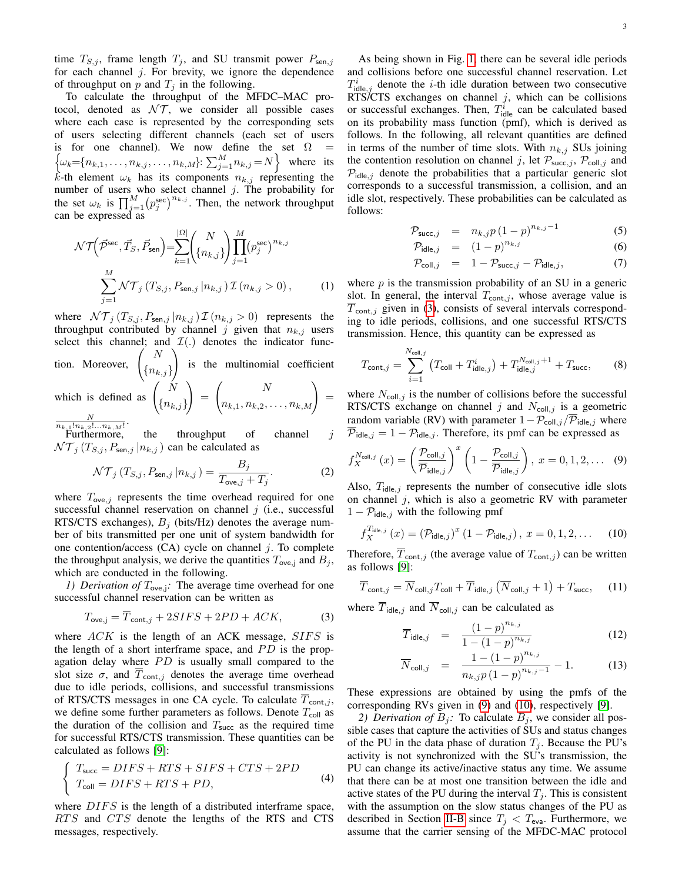time $T_{S,j}$, frame length $T_j$, and SU transmit power $P_{\mathsf{sen},j}$ for each channel $j$. For brevity, we ignore the dependence of throughput on $p$ and $T_j$ in the following.

To calculate the throughput of the MFDC–MAC protocol, denoted as $\mathcal{NT}$, we consider all possible cases where each case is represented by the corresponding sets of users selecting different channels (each set of users is for one channel). We now define the set $\Omega = \left\{\omega_k{=}\{n_{k,1},\ldots,n_{k,j},\ldots,n_{k,M}\}\colon \sum_{j=1}^{M} n_{k,j}=N\right\}$ where its $k$-th element $\omega_k$ has its components $n_{k,j}$ representing the number of users who select channel $j$. The probability for the set $\omega_k$ is $\prod_{j=1}^{M}\left(p_j^{\mathsf{sec}}\right)^{n_{k,j}}$. Then, the network throughput can be expressed as

$$\mathcal{NT}\Big(\vec{\mathcal{P}}^{\mathsf{sec}}, \vec{T}_S, \vec{P}_{\mathsf{sen}}\Big) = \sum_{k=1}^{|\Omega|} \binom{N}{\{n_{k,j}\}} \prod_{j=1}^{M} \left(p_j^{\mathsf{sec}}\right)^{n_{k,j}} \sum_{j=1}^{M} \mathcal{NT}_j\left(T_{S,j}, P_{\mathsf{sen},j} \left| n_{k,j}\right.\right) \mathcal{I}\left(n_{k,j}>0\right), \quad (1)$$

where $\mathcal{NT}_j\left(T_{S,j}, P_{\mathsf{sen},j} \left| n_{k,j}\right.\right) \mathcal{I}\left(n_{k,j}>0\right)$ represents the throughput contributed by channel $j$ given that $n_{k,j}$ users select this channel; and $\mathcal{I}(.)$ denotes the indicator function. Moreover, $\binom{N}{\{n_{k,j}\}}$ is the multinomial coefficient which is defined as $\binom{N}{\{n_{k,j}\}} = \binom{N}{n_{k,1}, n_{k,2}, \ldots, n_{k,M}} = \frac{N}{n_{k,1}! n_{k,2}! \ldots n_{k,M}!}$.

Furthermore, the throughput of channel $j$ $\mathcal{NT}_j\left(T_{S,j}, P_{\mathsf{sen},j} \left| n_{k,j}\right.\right)$ can be calculated as

$$\mathcal{NT}_j\left(T_{S,j}, P_{\mathsf{sen},j} \left| n_{k,j}\right.\right) = \frac{B_j}{T_{\mathsf{ove},j} + T_j}. \quad (2)$$

where $T_{\mathsf{ove},j}$ represents the time overhead required for one successful channel reservation on channel $j$ (i.e., successful RTS/CTS exchanges), $B_j$ (bits/Hz) denotes the average number of bits transmitted per one unit of system bandwidth for one contention/access (CA) cycle on channel $j$. To complete the throughput analysis, we derive the quantities $T_{\mathsf{ove,j}}$ and $B_j$, which are conducted in the following.

*1) Derivation of $T_{\mathsf{ove,j}}$:* The average time overhead for one successful channel reservation can be written as

$$T_{\mathsf{ove,j}} = \overline{T}_{\mathsf{cont},j} + 2SIFS + 2PD + ACK, \quad (3)$$

where $ACK$ is the length of an ACK message, $SIFS$ is the length of a short interframe space, and $PD$ is the propagation delay where $PD$ is usually small compared to the slot size $\sigma$, and $\overline{T}_{\mathsf{cont},j}$ denotes the average time overhead due to idle periods, collisions, and successful transmissions of RTS/CTS messages in one CA cycle. To calculate $\overline{T}_{\mathsf{cont},j}$, we define some further parameters as follows. Denote $T_{\mathsf{coll}}$ as the duration of the collision and $T_{\mathsf{succ}}$ as the required time for successful RTS/CTS transmission. These quantities can be calculated as follows [9]:

$$\left\{ \begin{array}{l} T_{\mathsf{succ}} = DIFS + RTS + SIFS + CTS + 2PD \\ T_{\mathsf{coll}} = DIFS + RTS + PD, \end{array} \right. \quad (4)$$

where $DIFS$ is the length of a distributed interframe space, $RTS$ and $CTS$ denote the lengths of the RTS and CTS messages, respectively.

As being shown in Fig. 1, there can be several idle periods and collisions before one successful channel reservation. Let $T_{\mathsf{idle},j}^{i}$ denote the $i$-th idle duration between two consecutive RTS/CTS exchanges on channel $j$, which can be collisions or successful exchanges. Then, $T_{\mathsf{idle}}^{i}$ can be calculated based on its probability mass function (pmf), which is derived as follows. In the following, all relevant quantities are defined in terms of the number of time slots. With $n_{k,j}$ SUs joining the contention resolution on channel $j$, let $\mathcal{P}_{\mathsf{succ},j}$, $\mathcal{P}_{\mathsf{coll},j}$ and $\mathcal{P}_{\mathsf{idle},j}$ denote the probabilities that a particular generic slot corresponds to a successful transmission, a collision, and an idle slot, respectively. These probabilities can be calculated as follows:

$$\mathcal{P}_{\mathsf{succ},j} = n_{k,j} p \left(1-p\right)^{n_{k,j}-1} \quad (5)$$

$$\mathcal{P}_{\mathsf{idle},j} = \left(1-p\right)^{n_{k,j}} \quad (6)$$

$$\mathcal{P}_{\mathsf{coll},j} = 1 - \mathcal{P}_{\mathsf{succ},j} - \mathcal{P}_{\mathsf{idle},j}, \quad (7)$$

where $p$ is the transmission probability of an SU in a generic slot. In general, the interval $T_{\mathsf{cont},j}$, whose average value is $\overline{T}_{\mathsf{cont},j}$ given in (3), consists of several intervals corresponding to idle periods, collisions, and one successful RTS/CTS transmission. Hence, this quantity can be expressed as

$$T_{\mathsf{cont},j} = \sum_{i=1}^{N_{\mathsf{coll},j}} \left(T_{\mathsf{coll}} + T_{\mathsf{idle},j}^{i}\right) + T_{\mathsf{idle},j}^{N_{\mathsf{coll},j}+1} + T_{\mathsf{succ}}, \quad (8)$$

where $N_{\mathsf{coll},j}$ is the number of collisions before the successful RTS/CTS exchange on channel $j$ and $N_{\mathsf{coll},j}$ is a geometric random variable (RV) with parameter $1 - \mathcal{P}_{\mathsf{coll},j}/\overline{\mathcal{P}}_{\mathsf{idle},j}$ where $\overline{\mathcal{P}}_{\mathsf{idle},j} = 1 - \mathcal{P}_{\mathsf{idle},j}$. Therefore, its pmf can be expressed as

$$f_X^{N_{\mathsf{coll},j}}\left(x\right) = \left(\frac{\mathcal{P}_{\mathsf{coll},j}}{\overline{\mathcal{P}}_{\mathsf{idle},j}}\right)^{x} \left(1 - \frac{\mathcal{P}_{\mathsf{coll},j}}{\overline{\mathcal{P}}_{\mathsf{idle},j}}\right), \; x = 0,1,2,\ldots \quad (9)$$

Also, $T_{\mathsf{idle},j}$ represents the number of consecutive idle slots on channel $j$, which is also a geometric RV with parameter $1 - \mathcal{P}_{\mathsf{idle},j}$ with the following pmf

$$f_X^{T_{\mathsf{idle},j}}\left(x\right) = \left(\mathcal{P}_{\mathsf{idle},j}\right)^{x} \left(1 - \mathcal{P}_{\mathsf{idle},j}\right), \; x = 0,1,2,\ldots \quad (10)$$

Therefore, $\overline{T}_{\mathsf{cont},j}$ (the average value of $T_{\mathsf{cont},j}$) can be written as follows [9]:

$$\overline{T}_{\mathsf{cont},j} = \overline{N}_{\mathsf{coll},j} T_{\mathsf{coll}} + \overline{T}_{\mathsf{idle},j}\left(\overline{N}_{\mathsf{coll},j}+1\right) + T_{\mathsf{succ}}, \quad (11)$$

where $\overline{T}_{\mathsf{idle},j}$ and $\overline{N}_{\mathsf{coll},j}$ can be calculated as

$$\overline{T}_{\mathsf{idle},j} = \frac{\left(1-p\right)^{n_{k,j}}}{1 - \left(1-p\right)^{n_{k,j}}} \quad (12)$$

$$\overline{N}_{\mathsf{coll},j} = \frac{1 - \left(1-p\right)^{n_{k,j}}}{n_{k,j} p \left(1-p\right)^{n_{k,j}-1}} - 1. \quad (13)$$

These expressions are obtained by using the pmfs of the corresponding RVs given in (9) and (10), respectively [9].

*2) Derivation of $B_j$:* To calculate $B_j$, we consider all possible cases that capture the activities of SUs and status changes of the PU in the data phase of duration $T_j$. Because the PU's activity is not synchronized with the SU's transmission, the PU can change its active/inactive status any time. We assume that there can be at most one transition between the idle and active states of the PU during the interval $T_j$. This is consistent with the assumption on the slow status changes of the PU as described in Section II-B since $T_j < T_{\mathsf{eva}}$. Furthermore, we assume that the carrier sensing of the MFDC-MAC protocol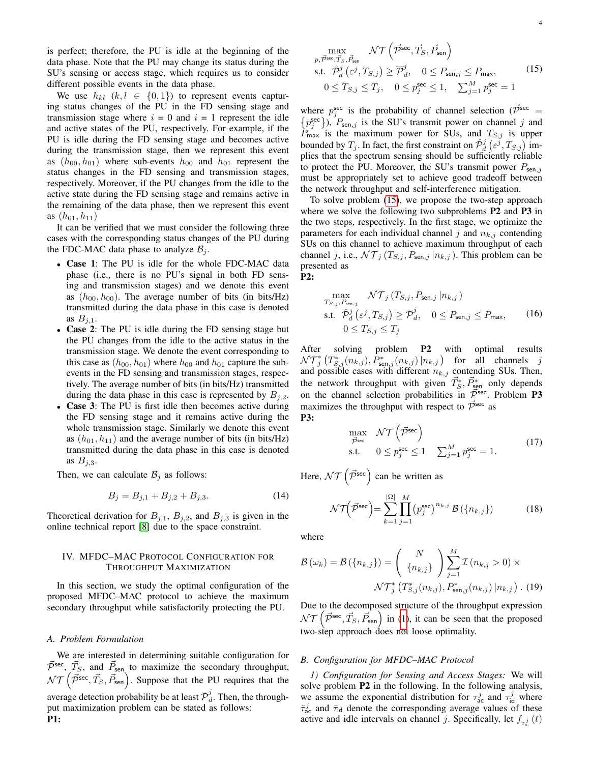is perfect; therefore, the PU is idle at the beginning of the data phase. Note that the PU may change its status during the SU's sensing or access stage, which requires us to consider different possible events in the data phase.

We use $h_{kl}$ $(k, l \in \{0,1\})$ to represent events capturing status changes of the PU in the FD sensing stage and transmission stage where $i = 0$ and $i = 1$ represent the idle and active states of the PU, respectively. For example, if the PU is idle during the FD sensing stage and becomes active during the transmission stage, then we represent this event as $(h_{00}, h_{01})$ where sub-events $h_{00}$ and $h_{01}$ represent the status changes in the FD sensing and transmission stages, respectively. Moreover, if the PU changes from the idle to the active state during the FD sensing stage and remains active in the remaining of the data phase, then we represent this event as $(h_{01}, h_{11})$

It can be verified that we must consider the following three cases with the corresponding status changes of the PU during the FDC-MAC data phase to analyze $\mathcal{B}_j$.

- **Case 1**: The PU is idle for the whole FDC-MAC data phase (i.e., there is no PU's signal in both FD sensing and transmission stages) and we denote this event as $(h_{00}, h_{00})$. The average number of bits (in bits/Hz) transmitted during the data phase in this case is denoted as $B_{j,1}$.
- **Case 2**: The PU is idle during the FD sensing stage but the PU changes from the idle to the active status in the transmission stage. We denote the event corresponding to this case as $(h_{00}, h_{01})$ where $h_{00}$ and $h_{01}$ capture the sub-events in the FD sensing and transmission stages, respectively. The average number of bits (in bits/Hz) transmitted during the data phase in this case is represented by $B_{j,2}$.
- **Case 3**: The PU is first idle then becomes active during the FD sensing stage and it remains active during the whole transmission stage. Similarly we denote this event as $(h_{01}, h_{11})$ and the average number of bits (in bits/Hz) transmitted during the data phase in this case is denoted as $B_{j,3}$.

Then, we can calculate $\mathcal{B}_j$ as follows:

$$B_j = B_{j,1} + B_{j,2} + B_{j,3}. \tag{14}$$

Theoretical derivation for $B_{j,1}$, $B_{j,2}$, and $B_{j,3}$ is given in the online technical report [8] due to the space constraint.

## IV. MFDC–MAC Protocol Configuration for Throughput Maximization

In this section, we study the optimal configuration of the proposed MFDC–MAC protocol to achieve the maximum secondary throughput while satisfactorily protecting the PU.

### A. Problem Formulation

We are interested in determining suitable configuration for $\vec{\mathcal{P}}^{\mathsf{sec}}$, $\vec{T}_S$, and $\vec{P}_{\mathsf{sen}}$ to maximize the secondary throughput, $\mathcal{NT}\left(\vec{\mathcal{P}}^{\mathsf{sec}}, \vec{T}_S, \vec{P}_{\mathsf{sen}}\right)$. Suppose that the PU requires that the average detection probability be at least $\overline{\mathcal{P}}_d^j$. Then, the throughput maximization problem can be stated as follows:

**P1:**

$$\begin{aligned} \max_{p, \vec{\mathcal{P}}^{\mathsf{sec}}, \vec{T}_S, \vec{P}_{\mathsf{sen}}} \quad & \mathcal{NT}\left(\vec{\mathcal{P}}^{\mathsf{sec}}, \vec{T}_S, \vec{P}_{\mathsf{sen}}\right) \\ \text{s.t.} \quad & \hat{\mathcal{P}}_d^j\left(\varepsilon^j, T_{S,j}\right) \geq \overline{\mathcal{P}}_d^j, \quad 0 \leq P_{\mathsf{sen},j} \leq P_{\mathsf{max}}, \\ & 0 \leq T_{S,j} \leq T_j, \quad 0 \leq p_j^{\mathsf{sec}} \leq 1, \quad \textstyle\sum_{j=1}^M p_j^{\mathsf{sec}} = 1 \end{aligned} \tag{15}$$

where $p_j^{\mathsf{sec}}$ is the probability of channel selection ($\vec{\mathcal{P}}^{\mathsf{sec}} = \{p_j^{\mathsf{sec}}\}$), $P_{\mathsf{sen},j}$ is the SU's transmit power on channel $j$ and $P_{\mathsf{max}}$ is the maximum power for SUs, and $T_{S,j}$ is upper bounded by $T_j$. In fact, the first constraint on $\hat{\mathcal{P}}_d^j\left(\varepsilon^j, T_{S,j}\right)$ implies that the spectrum sensing should be sufficiently reliable to protect the PU. Moreover, the SU's transmit power $P_{\mathsf{sen},j}$ must be appropriately set to achieve good tradeoff between the network throughput and self-interference mitigation.

To solve problem (15), we propose the two-step approach where we solve the following two subproblems **P2** and **P3** in the two steps, respectively. In the first stage, we optimize the parameters for each individual channel $j$ and $n_{k,j}$ contending SUs on this channel to achieve maximum throughput of each channel $j$, i.e., $\mathcal{NT}_j\left(T_{S,j}, P_{\mathsf{sen},j} \,|n_{k,j}\right)$. This problem can be presented as

**P2:**

$$\begin{aligned} \max_{T_{S,j}, P_{\mathsf{sen},j}} \quad & \mathcal{NT}_j\left(T_{S,j}, P_{\mathsf{sen},j} \,|n_{k,j}\right) \\ \text{s.t.} \quad & \hat{\mathcal{P}}_d^j\left(\varepsilon^j, T_{S,j}\right) \geq \overline{\mathcal{P}}_d^j, \quad 0 \leq P_{\mathsf{sen},j} \leq P_{\mathsf{max}}, \\ & 0 \leq T_{S,j} \leq T_j \end{aligned} \tag{16}$$

After solving problem **P2** with optimal results $\mathcal{NT}_j^*\left(T_{S,j}^*(n_{k,j}), P_{\mathsf{sen},j}^*(n_{k,j}) \,|n_{k,j}\right)$ for all channels $j$ and possible cases with different $n_{k,j}$ contending SUs. Then, the network throughput with given $\vec{T}_S^*, \vec{P}_{\mathsf{sen}}^*$ only depends on the channel selection probabilities in $\vec{\mathcal{P}}^{\mathsf{sec}}$. Problem **P3** maximizes the throughput with respect to $\vec{\mathcal{P}}^{\mathsf{sec}}$ as

**P3:**

$$\begin{aligned} \max_{\vec{\mathcal{P}}^{\mathsf{sec}}} \quad & \mathcal{NT}\left(\vec{\mathcal{P}}^{\mathsf{sec}}\right) \\ \text{s.t.} \quad & 0 \leq p_j^{\mathsf{sec}} \leq 1 \quad \textstyle\sum_{j=1}^M p_j^{\mathsf{sec}} = 1. \end{aligned} \tag{17}$$

Here, $\mathcal{NT}\left(\vec{\mathcal{P}}^{\mathsf{sec}}\right)$ can be written as

$$\mathcal{NT}\left(\vec{\mathcal{P}}^{\mathsf{sec}}\right) = \sum_{k=1}^{|\Omega|} \prod_{j=1}^{M} \left(p_j^{\mathsf{sec}}\right)^{n_{k,j}} \mathcal{B}\left(\{n_{k,j}\}\right) \tag{18}$$

where

$$\mathcal{B}\left(\omega_k\right) = \mathcal{B}\left(\{n_{k,j}\}\right) = \begin{pmatrix} N \\ \{n_{k,j}\} \end{pmatrix} \sum_{j=1}^{M} \mathcal{I}\left(n_{k,j} > 0\right) \times \mathcal{NT}_j^*\left(T_{S,j}^*(n_{k,j}), P_{\mathsf{sen},j}^*(n_{k,j}) \,|n_{k,j}\right). \tag{19}$$

Due to the decomposed structure of the throughput expression $\mathcal{NT}\left(\vec{\mathcal{P}}^{\mathsf{sec}}, \vec{T}_S, \vec{P}_{\mathsf{sen}}\right)$ in (1), it can be seen that the proposed two-step approach does not loose optimality.

### B. Configuration for MFDC–MAC Protocol

*1) Configuration for Sensing and Access Stages:* We will solve problem **P2** in the following. In the following analysis, we assume the exponential distribution for $\tau_{\mathsf{ac}}^j$ and $\tau_{\mathsf{id}}^j$ where $\overline{\tau}_{\mathsf{ac}}^j$ and $\overline{\tau}_{\mathsf{id}}$ denote the corresponding average values of these active and idle intervals on channel $j$. Specifically, let $f_{\tau_x^j}(t)$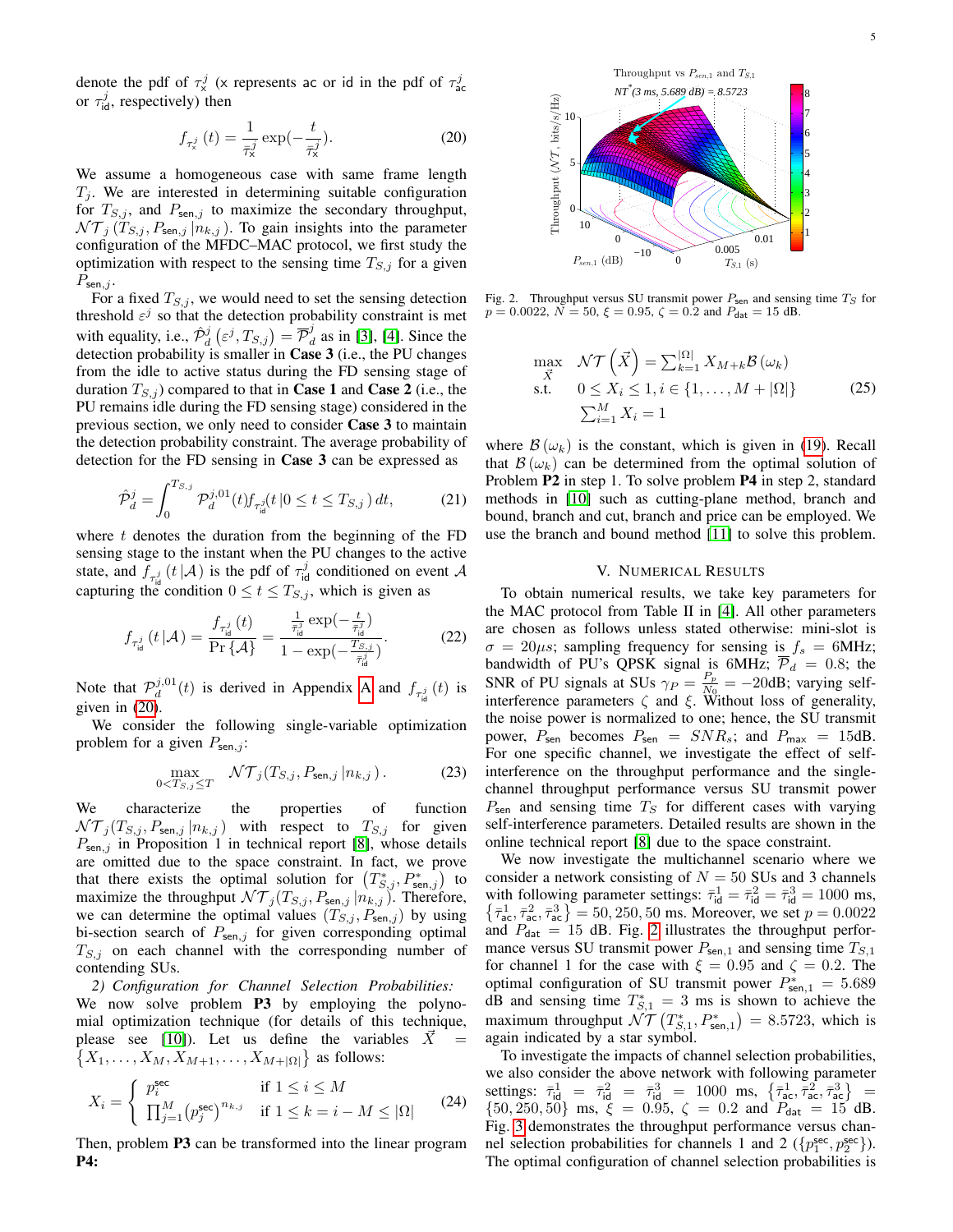denote the pdf of $\tau_{\mathsf{x}}^j$ (x represents ac or id in the pdf of $\tau_{\mathsf{ac}}^j$ or $\tau_{\mathsf{id}}^j$, respectively) then

$$f_{\tau_{\mathsf{x}}^j}(t) = \frac{1}{\bar{\tau}_{\mathsf{x}}^j} \exp(-\frac{t}{\bar{\tau}_{\mathsf{x}}^j}). \tag{20}$$

We assume a homogeneous case with same frame length $T_j$. We are interested in determining suitable configuration for $T_{S,j}$, and $P_{\mathsf{sen},j}$ to maximize the secondary throughput, $\mathcal{NT}_j(T_{S,j}, P_{\mathsf{sen},j} | n_{k,j})$. To gain insights into the parameter configuration of the MFDC–MAC protocol, we first study the optimization with respect to the sensing time $T_{S,j}$ for a given $P_{\mathsf{sen},j}$.

For a fixed $T_{S,j}$, we would need to set the sensing detection threshold $\varepsilon^j$ so that the detection probability constraint is met with equality, i.e., $\hat{\mathcal{P}}_d^j(\varepsilon^j, T_{S,j}) = \overline{\mathcal{P}}_d^j$ as in [3], [4]. Since the detection probability is smaller in **Case 3** (i.e., the PU changes from the idle to active status during the FD sensing stage of duration $T_{S,j}$) compared to that in **Case 1** and **Case 2** (i.e., the PU remains idle during the FD sensing stage) considered in the previous section, we only need to consider **Case 3** to maintain the detection probability constraint. The average probability of detection for the FD sensing in **Case 3** can be expressed as

$$\hat{\mathcal{P}}_d^j = \int_0^{T_{S,j}} \mathcal{P}_d^{j,01}(t) f_{\tau_{\mathsf{id}}^j}(t | 0 \le t \le T_{S,j})\, dt, \tag{21}$$

where $t$ denotes the duration from the beginning of the FD sensing stage to the instant when the PU changes to the active state, and $f_{\tau_{\mathsf{id}}^j}(t | \mathcal{A})$ is the pdf of $\tau_{\mathsf{id}}^j$ conditioned on event $\mathcal{A}$ capturing the condition $0 \le t \le T_{S,j}$, which is given as

$$f_{\tau_{\mathsf{id}}^j}(t | \mathcal{A}) = \frac{f_{\tau_{\mathsf{id}}^j}(t)}{\Pr\{\mathcal{A}\}} = \frac{\frac{1}{\bar{\tau}_{\mathsf{id}}^j}\exp(-\frac{t}{\bar{\tau}_{\mathsf{id}}^j})}{1 - \exp(-\frac{T_{S,j}}{\bar{\tau}_{\mathsf{id}}^j})}. \tag{22}$$

Note that $\mathcal{P}_d^{j,01}(t)$ is derived in Appendix A and $f_{\tau_{\mathsf{id}}^j}(t)$ is given in (20).

We consider the following single-variable optimization problem for a given $P_{\mathsf{sen},j}$:

$$\max_{0 < T_{S,j} \le T} \; \mathcal{NT}_j(T_{S,j}, P_{\mathsf{sen},j} | n_{k,j}). \tag{23}$$

We characterize the properties of function $\mathcal{NT}_j(T_{S,j}, P_{\mathsf{sen},j} | n_{k,j})$ with respect to $T_{S,j}$ for given $P_{\mathsf{sen},j}$ in Proposition 1 in technical report [8], whose details are omitted due to the space constraint. In fact, we prove that there exists the optimal solution for $(T_{S,j}^*, P_{\mathsf{sen},j}^*)$ to maximize the throughput $\mathcal{NT}_j(T_{S,j}, P_{\mathsf{sen},j} | n_{k,j})$. Therefore, we can determine the optimal values $(T_{S,j}, P_{\mathsf{sen},j})$ by using bi-section search of $P_{\mathsf{sen},j}$ for given corresponding optimal $T_{S,j}$ on each channel with the corresponding number of contending SUs.

*2) Configuration for Channel Selection Probabilities:* We now solve problem **P3** by employing the polynomial optimization technique (for details of this technique, please see [10]). Let us define the variables $\vec{X} = \{X_1, \ldots, X_M, X_{M+1}, \ldots, X_{M+|\Omega|}\}$ as follows:

$$X_i = \begin{cases} p_i^{\mathsf{sec}} & \text{if } 1 \le i \le M \\ \prod_{j=1}^{M} (p_j^{\mathsf{sec}})^{n_{k,j}} & \text{if } 1 \le k = i - M \le |\Omega| \end{cases} \tag{24}$$

Then, problem **P3** can be transformed into the linear program **P4**:

$$\begin{aligned} \max_{\vec{X}} \quad & \mathcal{NT}\left(\vec{X}\right) = \textstyle\sum_{k=1}^{|\Omega|} X_{M+k} \mathcal{B}(\omega_k) \\ \text{s.t.} \quad & 0 \le X_i \le 1, i \in \{1, \ldots, M + |\Omega|\} \\ & \textstyle\sum_{i=1}^{M} X_i = 1 \end{aligned} \tag{25}$$

where $\mathcal{B}(\omega_k)$ is the constant, which is given in (19). Recall that $\mathcal{B}(\omega_k)$ can be determined from the optimal solution of Problem **P2** in step 1. To solve problem **P4** in step 2, standard methods in [10] such as cutting-plane method, branch and bound, branch and cut, branch and price can be employed. We use the branch and bound method [11] to solve this problem.

Fig. 2. Throughput versus SU transmit power $P_{\mathsf{sen}}$ and sensing time $T_S$ for $p = 0.0022$, $N = 50$, $\xi = 0.95$, $\zeta = 0.2$ and $P_{\mathsf{dat}} = 15$ dB.

## V. Numerical Results

To obtain numerical results, we take key parameters for the MAC protocol from Table II in [4]. All other parameters are chosen as follows unless stated otherwise: mini-slot is $\sigma = 20\mu s$; sampling frequency for sensing is $f_s = 6$MHz; bandwidth of PU's QPSK signal is 6MHz; $\overline{\mathcal{P}}_d = 0.8$; the SNR of PU signals at SUs $\gamma_P = \frac{P_p}{N_0} = -20$dB; varying self-interference parameters $\zeta$ and $\xi$. Without loss of generality, the noise power is normalized to one; hence, the SU transmit power, $P_{\mathsf{sen}}$ becomes $P_{\mathsf{sen}} = SNR_s$; and $P_{\mathsf{max}} = 15$dB. For one specific channel, we investigate the effect of self-interference on the throughput performance and the single-channel throughput performance versus SU transmit power $P_{\mathsf{sen}}$ and sensing time $T_S$ for different cases with varying self-interference parameters. Detailed results are shown in the online technical report [8] due to the space constraint.

We now investigate the multichannel scenario where we consider a network consisting of $N = 50$ SUs and 3 channels with following parameter settings: $\bar{\tau}_{\mathsf{id}}^1 = \bar{\tau}_{\mathsf{id}}^2 = \bar{\tau}_{\mathsf{id}}^3 = 1000$ ms, $\{\bar{\tau}_{\mathsf{ac}}^1, \bar{\tau}_{\mathsf{ac}}^2, \bar{\tau}_{\mathsf{ac}}^3\} = 50, 250, 50$ ms. Moreover, we set $p = 0.0022$ and $P_{\mathsf{dat}} = 15$ dB. Fig. 2 illustrates the throughput performance versus SU transmit power $P_{\mathsf{sen},1}$ and sensing time $T_{S,1}$ for channel 1 for the case with $\xi = 0.95$ and $\zeta = 0.2$. The optimal configuration of SU transmit power $P_{\mathsf{sen},1}^* = 5.689$ dB and sensing time $T_{S,1}^* = 3$ ms is shown to achieve the maximum throughput $\mathcal{NT}(T_{S,1}^*, P_{\mathsf{sen},1}^*) = 8.5723$, which is again indicated by a star symbol.

To investigate the impacts of channel selection probabilities, we also consider the above network with following parameter settings: $\bar{\tau}_{\mathsf{id}}^1 = \bar{\tau}_{\mathsf{id}}^2 = \bar{\tau}_{\mathsf{id}}^3 = 1000$ ms, $\{\bar{\tau}_{\mathsf{ac}}^1, \bar{\tau}_{\mathsf{ac}}^2, \bar{\tau}_{\mathsf{ac}}^3\} = \{50, 50, 50\}$ ms, $\xi = 0.95$, $\zeta = 0.2$ and $P_{\mathsf{dat}} = 15$ dB. Fig. 3 demonstrates the throughput performance versus channel selection probabilities for channels 1 and 2 ($\{p_1^{\mathsf{sec}}, p_2^{\mathsf{sec}}\}$). The optimal configuration of channel selection probabilities is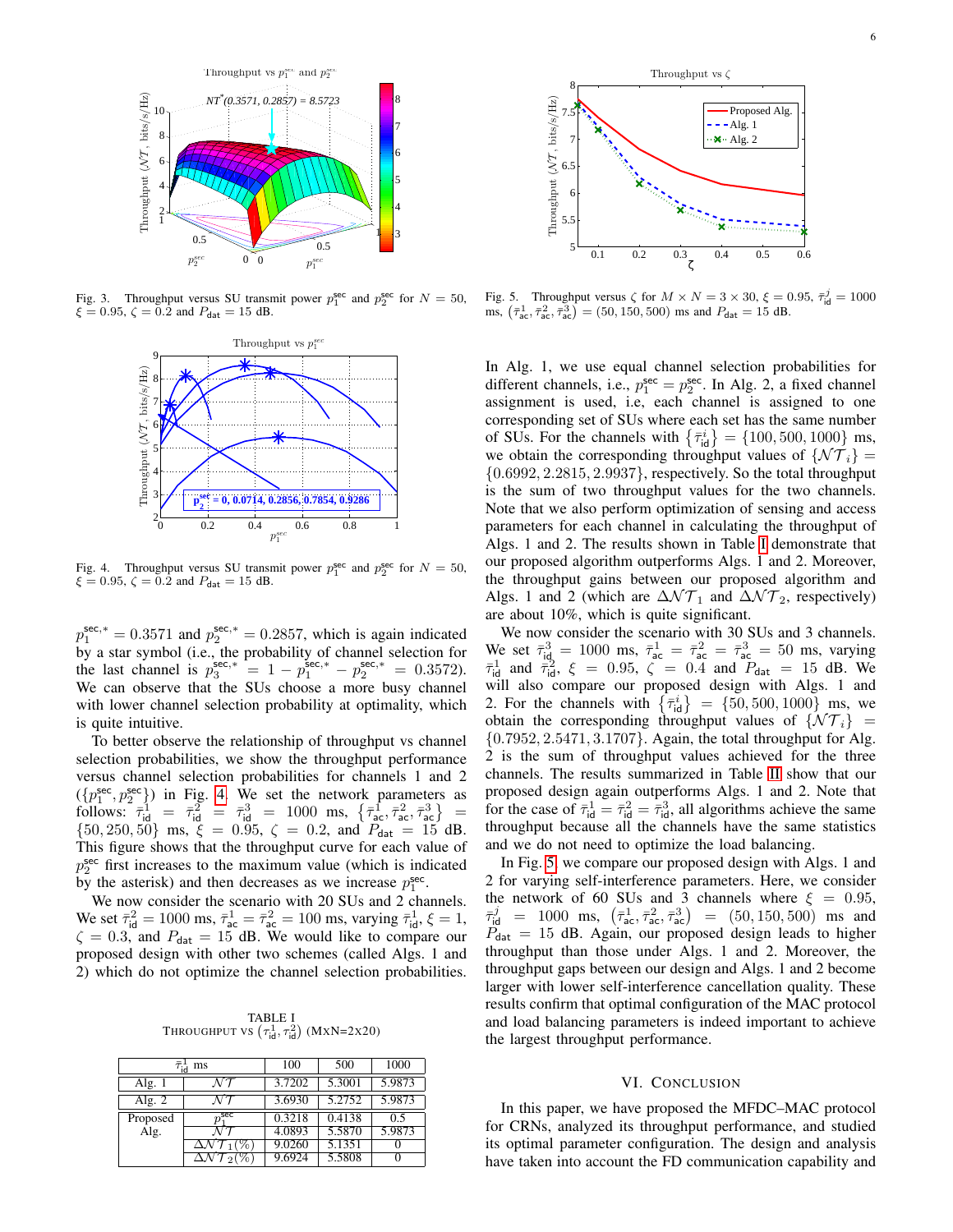Fig. 3. Throughput versus SU transmit power $p_1^{\mathsf{sec}}$ and $p_2^{\mathsf{sec}}$ for $N = 50$, $\xi = 0.95$, $\zeta = 0.2$ and $P_{\mathsf{dat}} = 15$ dB.

Fig. 4. Throughput versus SU transmit power $p_1^{\mathsf{sec}}$ and $p_2^{\mathsf{sec}}$ for $N = 50$, $\xi = 0.95$, $\zeta = 0.2$ and $P_{\mathsf{dat}} = 15$ dB.

$p_1^{\mathsf{sec},*} = 0.3571$ and $p_2^{\mathsf{sec},*} = 0.2857$, which is again indicated by a star symbol (i.e., the probability of channel selection for the last channel is $p_3^{\mathsf{sec},*} = 1 - p_1^{\mathsf{sec},*} - p_2^{\mathsf{sec},*} = 0.3572$). We can observe that the SUs choose a more busy channel with lower channel selection probability at optimality, which is quite intuitive.

To better observe the relationship of throughput vs channel selection probabilities, we show the throughput performance versus channel selection probabilities for channels 1 and 2 ($\{p_1^{\mathsf{sec}}, p_2^{\mathsf{sec}}\}$) in Fig. 4. We set the network parameters as follows: $\bar{\tau}_{\mathsf{id}}^1 = \bar{\tau}_{\mathsf{id}}^2 = \bar{\tau}_{\mathsf{id}}^3 = 1000$ ms, $\left\{\bar{\tau}_{\mathsf{ac}}^1, \bar{\tau}_{\mathsf{ac}}^2, \bar{\tau}_{\mathsf{ac}}^3\right\} = \{50, 250, 50\}$ ms, $\xi = 0.95$, $\zeta = 0.2$, and $P_{\mathsf{dat}} = 15$ dB. This figure shows that the throughput curve for each value of $p_2^{\mathsf{sec}}$ first increases to the maximum value (which is indicated by the asterisk) and then decreases as we increase $p_1^{\mathsf{sec}}$.

We now consider the scenario with 20 SUs and 2 channels. We set $\bar{\tau}_{\mathsf{id}}^2 = 1000$ ms, $\bar{\tau}_{\mathsf{ac}}^1 = \bar{\tau}_{\mathsf{ac}}^2 = 100$ ms, varying $\bar{\tau}_{\mathsf{id}}^1$, $\xi = 1$, $\zeta = 0.3$, and $P_{\mathsf{dat}} = 15$ dB. We would like to compare our proposed design with other two schemes (called Algs. 1 and 2) which do not optimize the channel selection probabilities.

TABLE I
THROUGHPUT VS $\left(\tau_{\mathsf{id}}^1, \tau_{\mathsf{id}}^2\right)$ (MxN=2x20)

| $\bar{\tau}_{\mathsf{id}}^1$ ms | | 100 | 500 | 1000 |
|---|---|---|---|---|
| Alg. 1 | $\mathcal{NT}$ | 3.7202 | 5.3001 | 5.9873 |
| Alg. 2 | $\mathcal{NT}$ | 3.6930 | 5.2752 | 5.9873 |
| Proposed Alg. | $p_1^{\mathsf{sec}}$ | 0.3218 | 0.4138 | 0.5 |
| | $\mathcal{NT}$ | 4.0893 | 5.5870 | 5.9873 |
| | $\Delta\mathcal{NT}_1(\%)$ | 9.0260 | 5.1351 | 0 |
| | $\Delta\mathcal{NT}_2(\%)$ | 9.6924 | 5.5808 | 0 |

Fig. 5. Throughput versus $\zeta$ for $M \times N = 3 \times 30$, $\xi = 0.95$, $\bar{\tau}_{\mathsf{id}}^j = 1000$ ms, $\left(\bar{\tau}_{\mathsf{ac}}^1, \bar{\tau}_{\mathsf{ac}}^2, \bar{\tau}_{\mathsf{ac}}^3\right) = (50, 150, 500)$ ms and $P_{\mathsf{dat}} = 15$ dB.

In Alg. 1, we use equal channel selection probabilities for different channels, i.e., $p_1^{\mathsf{sec}} = p_2^{\mathsf{sec}}$. In Alg. 2, a fixed channel assignment is used, i.e, each channel is assigned to one corresponding set of SUs where each set has the same number of SUs. For the channels with $\left\{\bar{\tau}_{\mathsf{id}}^i\right\} = \{100, 500, 1000\}$ ms, we obtain the corresponding throughput values of $\{\mathcal{NT}_i\} = \{0.6992, 2.2815, 2.9937\}$, respectively. So the total throughput is the sum of two throughput values for the two channels. Note that we also perform optimization of sensing and access parameters for each channel in calculating the throughput of Algs. 1 and 2. The results shown in Table I demonstrate that our proposed algorithm outperforms Algs. 1 and 2. Moreover, the throughput gains between our proposed algorithm and Algs. 1 and 2 (which are $\Delta\mathcal{NT}_1$ and $\Delta\mathcal{NT}_2$, respectively) are about 10%, which is quite significant.

We now consider the scenario with 30 SUs and 3 channels. We set $\bar{\tau}_{\mathsf{id}}^3 = 1000$ ms, $\bar{\tau}_{\mathsf{ac}}^1 = \bar{\tau}_{\mathsf{ac}}^2 = \bar{\tau}_{\mathsf{ac}}^3 = 50$ ms, varying $\bar{\tau}_{\mathsf{id}}^1$ and $\bar{\tau}_{\mathsf{id}}^2$, $\xi = 0.95$, $\zeta = 0.4$ and $P_{\mathsf{dat}} = 15$ dB. We will also compare our proposed design with Algs. 1 and 2. For the channels with $\left\{\bar{\tau}_{\mathsf{id}}^i\right\} = \{50, 500, 1000\}$ ms, we obtain the corresponding throughput values of $\{\mathcal{NT}_i\} = \{0.7952, 2.5471, 3.1707\}$. Again, the total throughput for Alg. 2 is the sum of throughput values achieved for the three channels. The results summarized in Table II show that our proposed design again outperforms Algs. 1 and 2. Note that for the case of $\bar{\tau}_{\mathsf{id}}^1 = \bar{\tau}_{\mathsf{id}}^2 = \bar{\tau}_{\mathsf{id}}^3$, all algorithms achieve the same throughput because all the channels have the same statistics and we do not need to optimize the load balancing.

In Fig. 5, we compare our proposed design with Algs. 1 and 2 for varying self-interference parameters. Here, we consider the network of 60 SUs and 3 channels where $\xi = 0.95$, $\bar{\tau}_{\mathsf{id}}^j = 1000$ ms, $\left(\bar{\tau}_{\mathsf{ac}}^1, \bar{\tau}_{\mathsf{ac}}^2, \bar{\tau}_{\mathsf{ac}}^3\right) = (50, 150, 500)$ ms and $P_{\mathsf{dat}} = 15$ dB. Again, our proposed design leads to higher throughput than those under Algs. 1 and 2. Moreover, the throughput gaps between our design and Algs. 1 and 2 become larger with lower self-interference cancellation quality. These results confirm that optimal configuration of the MAC protocol and load balancing parameters is indeed important to achieve the largest throughput performance.

## VI. CONCLUSION

In this paper, we have proposed the MFDC–MAC protocol for CRNs, analyzed its throughput performance, and studied its optimal parameter configuration. The design and analysis have taken into account the FD communication capability and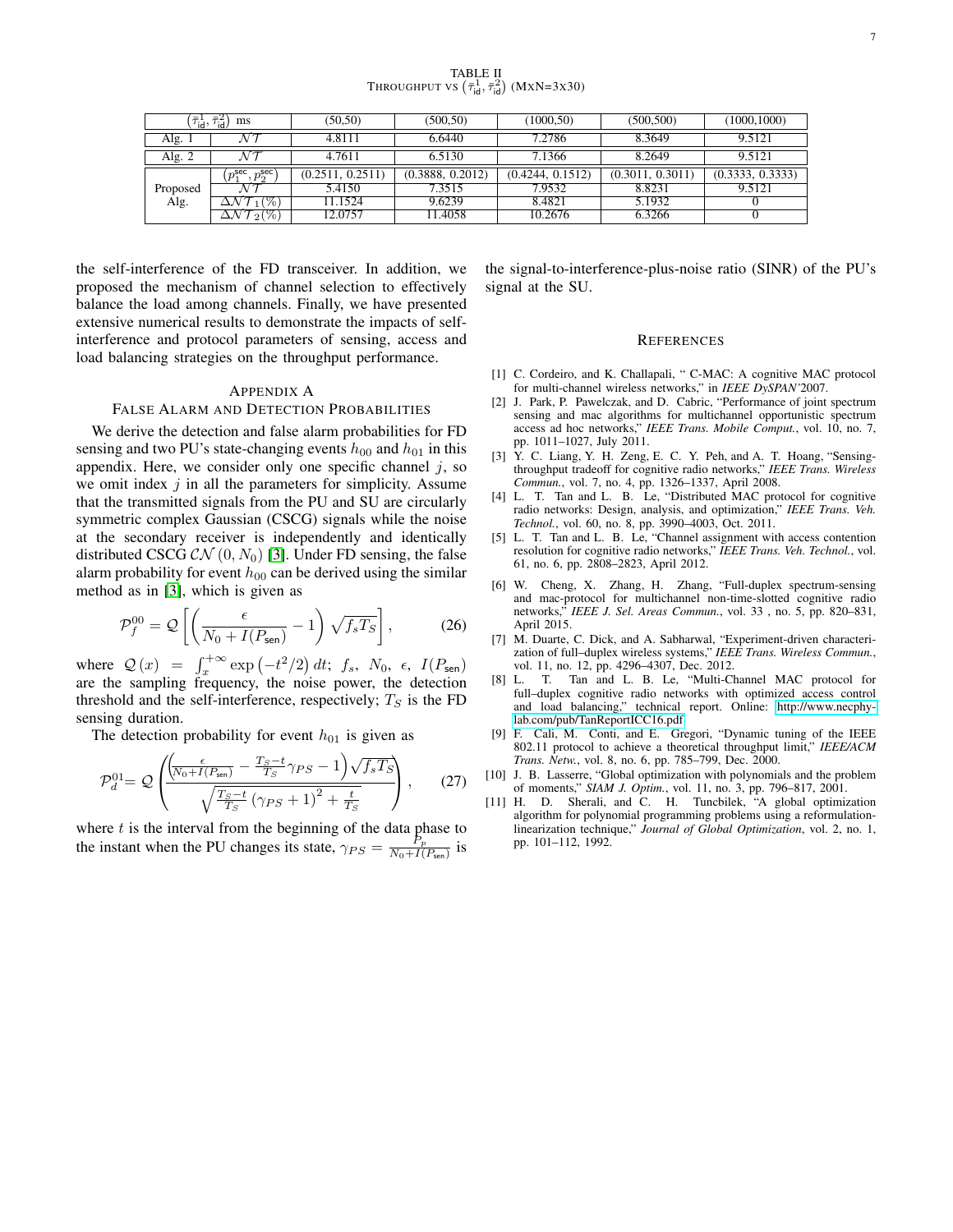TABLE II
THROUGHPUT VS $(\bar{\tau}^1_{\text{id}}, \bar{\tau}^2_{\text{id}})$ (MXN=3X30)

| $(\bar{\tau}^1_{\text{id}}, \bar{\tau}^2_{\text{id}})$ ms | | (50,50) | (500,50) | (1000,50) | (500,500) | (1000,1000) |
|---|---|---|---|---|---|---|
| Alg. 1 | $\mathcal{NT}$ | 4.8111 | 6.6440 | 7.2786 | 8.3649 | 9.5121 |
| Alg. 2 | $\mathcal{NT}$ | 4.7611 | 6.5130 | 7.1366 | 8.2649 | 9.5121 |
| Proposed Alg. | $(p_1^{\text{sec}}, p_2^{\text{sec}})$ | (0.2511, 0.2511) | (0.3888, 0.2012) | (0.4244, 0.1512) | (0.3011, 0.3011) | (0.3333, 0.3333) |
| | $\mathcal{NT}$ | 5.4150 | 7.3515 | 7.9532 | 8.8231 | 9.5121 |
| | $\Delta\mathcal{NT}_1(\%)$ | 11.1524 | 9.6239 | 8.4821 | 5.1932 | 0 |
| | $\Delta\mathcal{NT}_2(\%)$ | 12.0757 | 11.4058 | 10.2676 | 6.3266 | 0 |

the self-interference of the FD transceiver. In addition, we proposed the mechanism of channel selection to effectively balance the load among channels. Finally, we have presented extensive numerical results to demonstrate the impacts of self-interference and protocol parameters of sensing, access and load balancing strategies on the throughput performance.

## APPENDIX A
## FALSE ALARM AND DETECTION PROBABILITIES

We derive the detection and false alarm probabilities for FD sensing and two PU's state-changing events $h_{00}$ and $h_{01}$ in this appendix. Here, we consider only one specific channel $j$, so we omit index $j$ in all the parameters for simplicity. Assume that the transmitted signals from the PU and SU are circularly symmetric complex Gaussian (CSCG) signals while the noise at the secondary receiver is independently and identically distributed CSCG $\mathcal{CN}(0, N_0)$ [3]. Under FD sensing, the false alarm probability for event $h_{00}$ can be derived using the similar method as in [3], which is given as

$$\mathcal{P}_f^{00} = \mathcal{Q}\left[\left(\frac{\epsilon}{N_0 + I(P_{\text{sen}})} - 1\right)\sqrt{f_s T_S}\right], \tag{26}$$

where $\mathcal{Q}(x) = \int_x^{+\infty} \exp\left(-t^2/2\right) dt$; $f_s$, $N_0$, $\epsilon$, $I(P_{\text{sen}})$ are the sampling frequency, the noise power, the detection threshold and the self-interference, respectively; $T_S$ is the FD sensing duration.

The detection probability for event $h_{01}$ is given as

$$\mathcal{P}_d^{01} = \mathcal{Q}\left(\frac{\left(\frac{\epsilon}{N_0 + I(P_{\text{sen}})} - \frac{T_S - t}{T_S}\gamma_{PS} - 1\right)\sqrt{f_s T_S}}{\sqrt{\frac{T_S - t}{T_S}\left(\gamma_{PS} + 1\right)^2 + \frac{t}{T_S}}}\right), \tag{27}$$

where $t$ is the interval from the beginning of the data phase to the instant when the PU changes its state, $\gamma_{PS} = \frac{P_p}{N_0 + I(P_{\text{sen}})}$ is the signal-to-interference-plus-noise ratio (SINR) of the PU's signal at the SU.

## REFERENCES

[1] C. Cordeiro, and K. Challapali, " C-MAC: A cognitive MAC protocol for multi-channel wireless networks," in *IEEE DySPAN'*2007.

[2] J. Park, P. Pawelczak, and D. Cabric, "Performance of joint spectrum sensing and mac algorithms for multichannel opportunistic spectrum access ad hoc networks," *IEEE Trans. Mobile Comput.*, vol. 10, no. 7, pp. 1011–1027, July 2011.

[3] Y. C. Liang, Y. H. Zeng, E. C. Y. Peh, and A. T. Hoang, "Sensing-throughput tradeoff for cognitive radio networks," *IEEE Trans. Wireless Commun.*, vol. 7, no. 4, pp. 1326–1337, April 2008.

[4] L. T. Tan and L. B. Le, "Distributed MAC protocol for cognitive radio networks: Design, analysis, and optimization," *IEEE Trans. Veh. Technol.*, vol. 60, no. 8, pp. 3990–4003, Oct. 2011.

[5] L. T. Tan and L. B. Le, "Channel assignment with access contention resolution for cognitive radio networks," *IEEE Trans. Veh. Technol.*, vol. 61, no. 6, pp. 2808–2823, April 2012.

[6] W. Cheng, X. Zhang, H. Zhang, "Full-duplex spectrum-sensing and mac-protocol for multichannel non-time-slotted cognitive radio networks," *IEEE J. Sel. Areas Commun.*, vol. 33 , no. 5, pp. 820–831, April 2015.

[7] M. Duarte, C. Dick, and A. Sabharwal, "Experiment-driven characterization of full–duplex wireless systems," *IEEE Trans. Wireless Commun.*, vol. 11, no. 12, pp. 4296–4307, Dec. 2012.

[8] L. T. Tan and L. B. Le, "Multi-Channel MAC protocol for full–duplex cognitive radio networks with optimized access control and load balancing," technical report. Online: http://www.necphy-lab.com/pub/TanReportICC16.pdf

[9] F. Cali, M. Conti, and E. Gregori, "Dynamic tuning of the IEEE 802.11 protocol to achieve a theoretical throughput limit," *IEEE/ACM Trans. Netw.*, vol. 8, no. 6, pp. 785–799, Dec. 2000.

[10] J. B. Lasserre, "Global optimization with polynomials and the problem of moments," *SIAM J. Optim.*, vol. 11, no. 3, pp. 796–817, 2001.

[11] H. D. Sherali, and C. H. Tuncbilek, "A global optimization algorithm for polynomial programming problems using a reformulation-linearization technique," *Journal of Global Optimization*, vol. 2, no. 1, pp. 101–112, 1992.